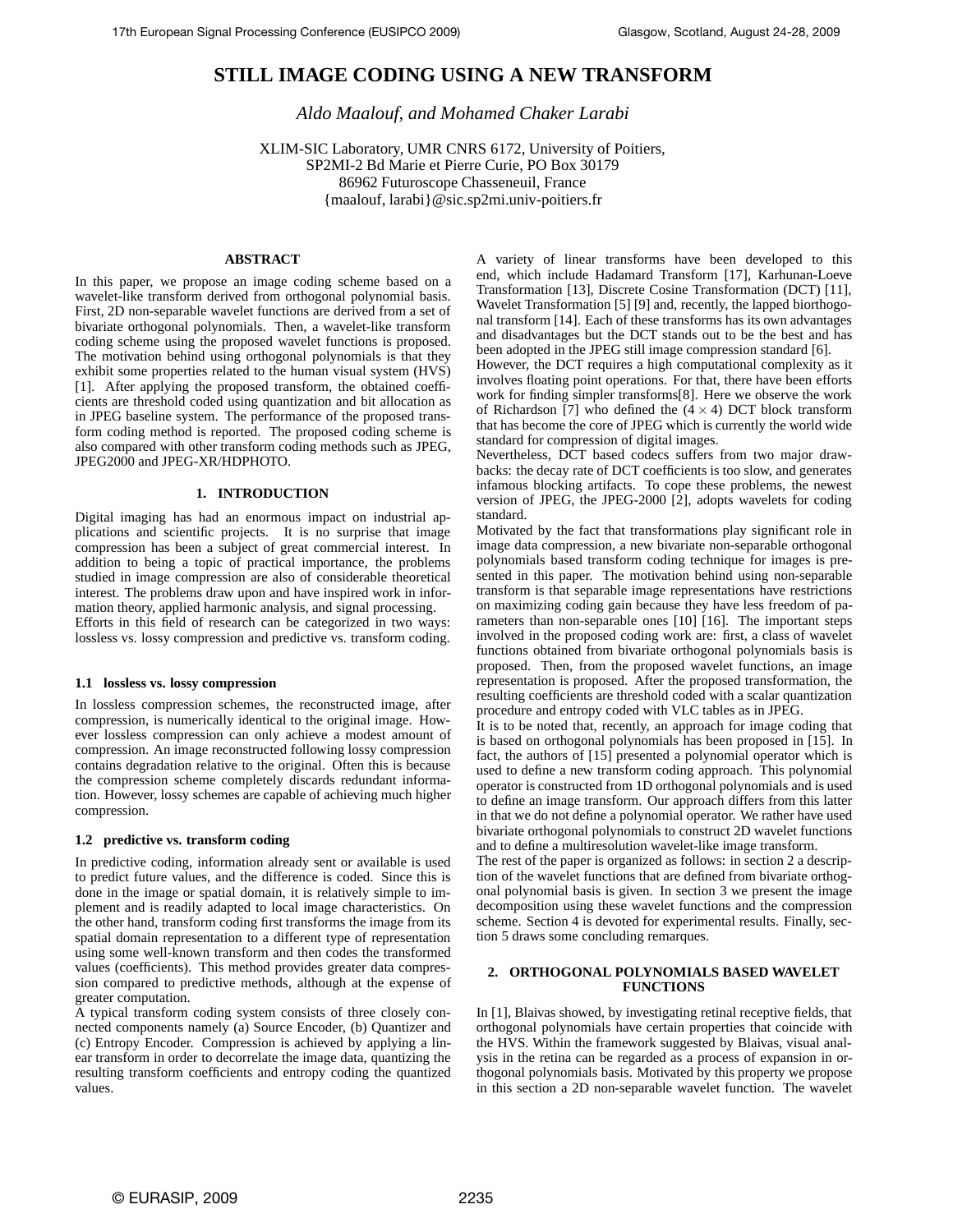# STILL IMAGE CODING USING A NEW TRANSFORM

*Aldo Maalouf, and Mohamed Chaker Larabi*

XLIM-SIC Laboratory, UMR CNRS 6172, University of Poitiers,
SP2MI-2 Bd Marie et Pierre Curie, PO Box 30179
86962 Futuroscope Chasseneuil, France
{maalouf, larabi}@sic.sp2mi.univ-poitiers.fr

## ABSTRACT

In this paper, we propose an image coding scheme based on a wavelet-like transform derived from orthogonal polynomial basis. First, 2D non-separable wavelet functions are derived from a set of bivariate orthogonal polynomials. Then, a wavelet-like transform coding scheme using the proposed wavelet functions is proposed. The motivation behind using orthogonal polynomials is that they exhibit some properties related to the human visual system (HVS) [1]. After applying the proposed transform, the obtained coefficients are threshold coded using quantization and bit allocation as in JPEG baseline system. The performance of the proposed transform coding method is reported. The proposed coding scheme is also compared with other transform coding methods such as JPEG, JPEG2000 and JPEG-XR/HDPHOTO.

## 1. INTRODUCTION

Digital imaging has had an enormous impact on industrial applications and scientific projects. It is no surprise that image compression has been a subject of great commercial interest. In addition to being a topic of practical importance, the problems studied in image compression are also of considerable theoretical interest. The problems draw upon and have inspired work in information theory, applied harmonic analysis, and signal processing.
Efforts in this field of research can be categorized in two ways: lossless vs. lossy compression and predictive vs. transform coding.

### 1.1 lossless vs. lossy compression

In lossless compression schemes, the reconstructed image, after compression, is numerically identical to the original image. However lossless compression can only achieve a modest amount of compression. An image reconstructed following lossy compression contains degradation relative to the original. Often this is because the compression scheme completely discards redundant information. However, lossy schemes are capable of achieving much higher compression.

### 1.2 predictive vs. transform coding

In predictive coding, information already sent or available is used to predict future values, and the difference is coded. Since this is done in the image or spatial domain, it is relatively simple to implement and is readily adapted to local image characteristics. On the other hand, transform coding first transforms the image from its spatial domain representation to a different type of representation using some well-known transform and then codes the transformed values (coefficients). This method provides greater data compression compared to predictive methods, although at the expense of greater computation.
A typical transform coding system consists of three closely connected components namely (a) Source Encoder, (b) Quantizer and (c) Entropy Encoder. Compression is achieved by applying a linear transform in order to decorrelate the image data, quantizing the resulting transform coefficients and entropy coding the quantized values.

A variety of linear transforms have been developed to this end, which include Hadamard Transform [17], Karhunan-Loeve Transformation [13], Discrete Cosine Transformation (DCT) [11], Wavelet Transformation [5] [9] and, recently, the lapped biorthogonal transform [14]. Each of these transforms has its own advantages and disadvantages but the DCT stands out to be the best and has been adopted in the JPEG still image compression standard [6].
However, the DCT requires a high computational complexity as it involves floating point operations. For that, there have been efforts work for finding simpler transforms[8]. Here we observe the work of Richardson [7] who defined the $(4\times 4)$ DCT block transform that has become the core of JPEG which is currently the world wide standard for compression of digital images.
Nevertheless, DCT based codecs suffers from two major drawbacks: the decay rate of DCT coefficients is too slow, and generates infamous blocking artifacts. To cope these problems, the newest version of JPEG, the JPEG-2000 [2], adopts wavelets for coding standard.
Motivated by the fact that transformations play significant role in image data compression, a new bivariate non-separable orthogonal polynomials based transform coding technique for images is presented in this paper. The motivation behind using non-separable transform is that separable image representations have restrictions on maximizing coding gain because they have less freedom of parameters than non-separable ones [10] [16]. The important steps involved in the proposed coding work are: first, a class of wavelet functions obtained from bivariate orthogonal polynomials basis is proposed. Then, from the proposed wavelet functions, an image representation is proposed. After the proposed transformation, the resulting coefficients are threshold coded with a scalar quantization procedure and entropy coded with VLC tables as in JPEG.
It is to be noted that, recently, an approach for image coding that is based on orthogonal polynomials has been proposed in [15]. In fact, the authors of [15] presented a polynomial operator which is used to define a new transform coding approach. This polynomial operator is constructed from 1D orthogonal polynomials and is used to define an image transform. Our approach differs from this latter in that we do not define a polynomial operator. We rather have used bivariate orthogonal polynomials to construct 2D wavelet functions and to define a multiresolution wavelet-like image transform.
The rest of the paper is organized as follows: in section 2 a description of the wavelet functions that are defined from bivariate orthogonal polynomial basis is given. In section 3 we present the image decomposition using these wavelet functions and the compression scheme. Section 4 is devoted for experimental results. Finally, section 5 draws some concluding remarques.

## 2. ORTHOGONAL POLYNOMIALS BASED WAVELET FUNCTIONS

In [1], Blaivas showed, by investigating retinal receptive fields, that orthogonal polynomials have certain properties that coincide with the HVS. Within the framework suggested by Blaivas, visual analysis in the retina can be regarded as a process of expansion in orthogonal polynomials basis. Motivated by this property we propose in this section a 2D non-separable wavelet function. The wavelet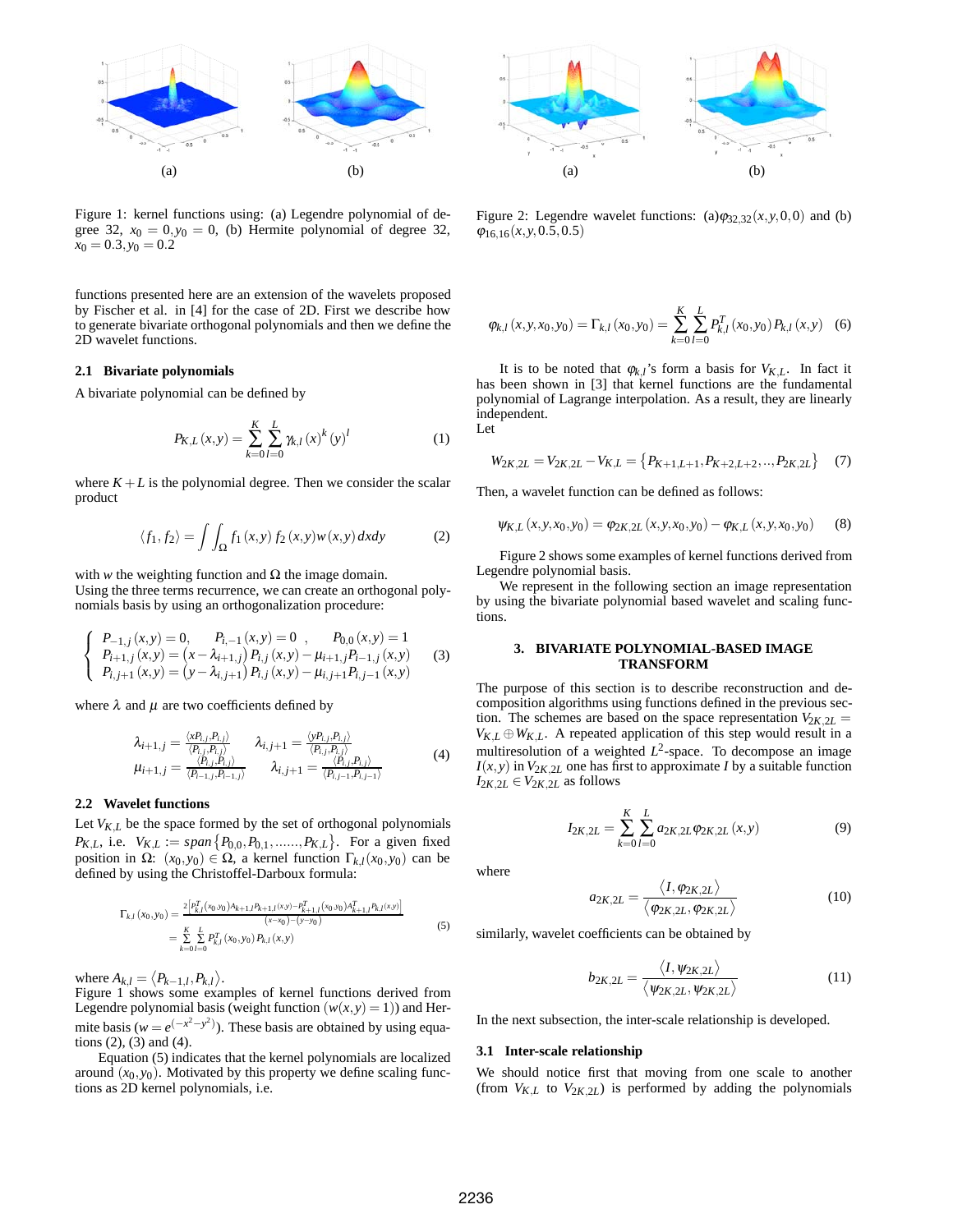(a) (b)

Figure 1: kernel functions using: (a) Legendre polynomial of degree 32, $x_0 = 0, y_0 = 0$, (b) Hermite polynomial of degree 32, $x_0 = 0.3, y_0 = 0.2$

functions presented here are an extension of the wavelets proposed by Fischer et al. in [4] for the case of 2D. First we describe how to generate bivariate orthogonal polynomials and then we define the 2D wavelet functions.

### 2.1 Bivariate polynomials

A bivariate polynomial can be defined by

$$P_{K,L}(x,y) = \sum_{k=0}^{K}\sum_{l=0}^{L} \gamma_{k,l}(x)^k (y)^l \tag{1}$$

where $K+L$ is the polynomial degree. Then we consider the scalar product

$$\langle f_1, f_2 \rangle = \int\int_{\Omega} f_1(x,y)\, f_2(x,y) w(x,y)\, dxdy \tag{2}$$

with $w$ the weighting function and $\Omega$ the image domain.
Using the three terms recurrence, we can create an orthogonal polynomials basis by using an orthogonalization procedure:

$$\begin{cases} P_{-1,j}(x,y) = 0, \quad P_{i,-1}(x,y) = 0\ , \quad P_{0,0}(x,y) = 1 \\ P_{i+1,j}(x,y) = \left(x - \lambda_{i+1,j}\right) P_{i,j}(x,y) - \mu_{i+1,j} P_{i-1,j}(x,y) \\ P_{i,j+1}(x,y) = \left(y - \lambda_{i,j+1}\right) P_{i,j}(x,y) - \mu_{i,j+1} P_{i,j-1}(x,y) \end{cases} \tag{3}$$

where $\lambda$ and $\mu$ are two coefficients defined by

$$\begin{array}{ll} \lambda_{i+1,j} = \frac{\langle xP_{i,j}, P_{i,j}\rangle}{\langle P_{i,j}, P_{i,j}\rangle} & \lambda_{i,j+1} = \frac{\langle yP_{i,j}, P_{i,j}\rangle}{\langle P_{i,j}, P_{i,j}\rangle} \\ \mu_{i+1,j} = \frac{\langle P_{i,j}, P_{i,j}\rangle}{\langle P_{i-1,j}, P_{i-1,j}\rangle} & \lambda_{i,j+1} = \frac{\langle P_{i,j}, P_{i,j}\rangle}{\langle P_{i,j-1}, P_{i,j-1}\rangle} \end{array} \tag{4}$$

### 2.2 Wavelet functions

Let $V_{K,L}$ be the space formed by the set of orthogonal polynomials $P_{K,L}$, i.e. $V_{K,L} := span\left\{P_{0,0}, P_{0,1}, \ldots\ldots, P_{K,L}\right\}$. For a given fixed position in $\Omega$: $(x_0, y_0) \in \Omega$, a kernel function $\Gamma_{k,l}(x_0, y_0)$ can be defined by using the Christoffel-Darboux formula:

$$\begin{aligned} \Gamma_{k,l}(x_0,y_0) &= \frac{2\left[P_{k,l}^T(x_0,y_0) A_{k+1,l} P_{k+1,l}(x,y) - P_{k+1,l}^T(x_0,y_0) A_{k+1,l}^T P_{k,l}(x,y)\right]}{(x-x_0)-(y-y_0)} \\ &= \sum_{k=0}^{K}\sum_{l=0}^{L} P_{k,l}^T(x_0,y_0) P_{k,l}(x,y) \end{aligned} \tag{5}$$

where $A_{k,l} = \langle P_{k-1,l}, P_{k,l}\rangle$.
Figure 1 shows some examples of kernel functions derived from Legendre polynomial basis (weight function $(w(x,y) = 1)$) and Hermite basis ($w = e^{(-x^2-y^2)}$). These basis are obtained by using equations (2), (3) and (4).

Equation (5) indicates that the kernel polynomials are localized around $(x_0, y_0)$. Motivated by this property we define scaling functions as 2D kernel polynomials, i.e.

(a) (b)

Figure 2: Legendre wavelet functions: (a)$\varphi_{32,32}(x,y,0,0)$ and (b) $\varphi_{16,16}(x,y,0.5,0.5)$

$$\varphi_{k,l}(x,y,x_0,y_0) = \Gamma_{k,l}(x_0,y_0) = \sum_{k=0}^{K}\sum_{l=0}^{L} P_{k,l}^T(x_0,y_0) P_{k,l}(x,y) \tag{6}$$

It is to be noted that $\varphi_{k,l}$'s form a basis for $V_{K,L}$. In fact it has been shown in [3] that kernel functions are the fundamental polynomial of Lagrange interpolation. As a result, they are linearly independent.
Let

$$W_{2K,2L} = V_{2K,2L} - V_{K,L} = \left\{P_{K+1,L+1}, P_{K+2,L+2}, .., P_{2K,2L}\right\} \tag{7}$$

Then, a wavelet function can be defined as follows:

$$\psi_{K,L}(x,y,x_0,y_0) = \varphi_{2K,2L}(x,y,x_0,y_0) - \varphi_{K,L}(x,y,x_0,y_0) \tag{8}$$

Figure 2 shows some examples of kernel functions derived from Legendre polynomial basis.

We represent in the following section an image representation by using the bivariate polynomial based wavelet and scaling functions.

## 3. BIVARIATE POLYNOMIAL-BASED IMAGE TRANSFORM

The purpose of this section is to describe reconstruction and decomposition algorithms using functions defined in the previous section. The schemes are based on the space representation $V_{2K,2L} = V_{K,L} \oplus W_{K,L}$. A repeated application of this step would result in a multiresolution of a weighted $L^2$-space. To decompose an image $I(x,y)$ in $V_{2K,2L}$ one has first to approximate $I$ by a suitable function $I_{2K,2L} \in V_{2K,2L}$ as follows

$$I_{2K,2L} = \sum_{k=0}^{K}\sum_{l=0}^{L} a_{2K,2L}\varphi_{2K,2L}(x,y) \tag{9}$$

where

$$a_{2K,2L} = \frac{\langle I, \varphi_{2K,2L}\rangle}{\langle \varphi_{2K,2L}, \varphi_{2K,2L}\rangle} \tag{10}$$

similarly, wavelet coefficients can be obtained by

$$b_{2K,2L} = \frac{\langle I, \psi_{2K,2L}\rangle}{\langle \psi_{2K,2L}, \psi_{2K,2L}\rangle} \tag{11}$$

In the next subsection, the inter-scale relationship is developed.

### 3.1 Inter-scale relationship

We should notice first that moving from one scale to another (from $V_{K,L}$ to $V_{2K,2L}$) is performed by adding the polynomials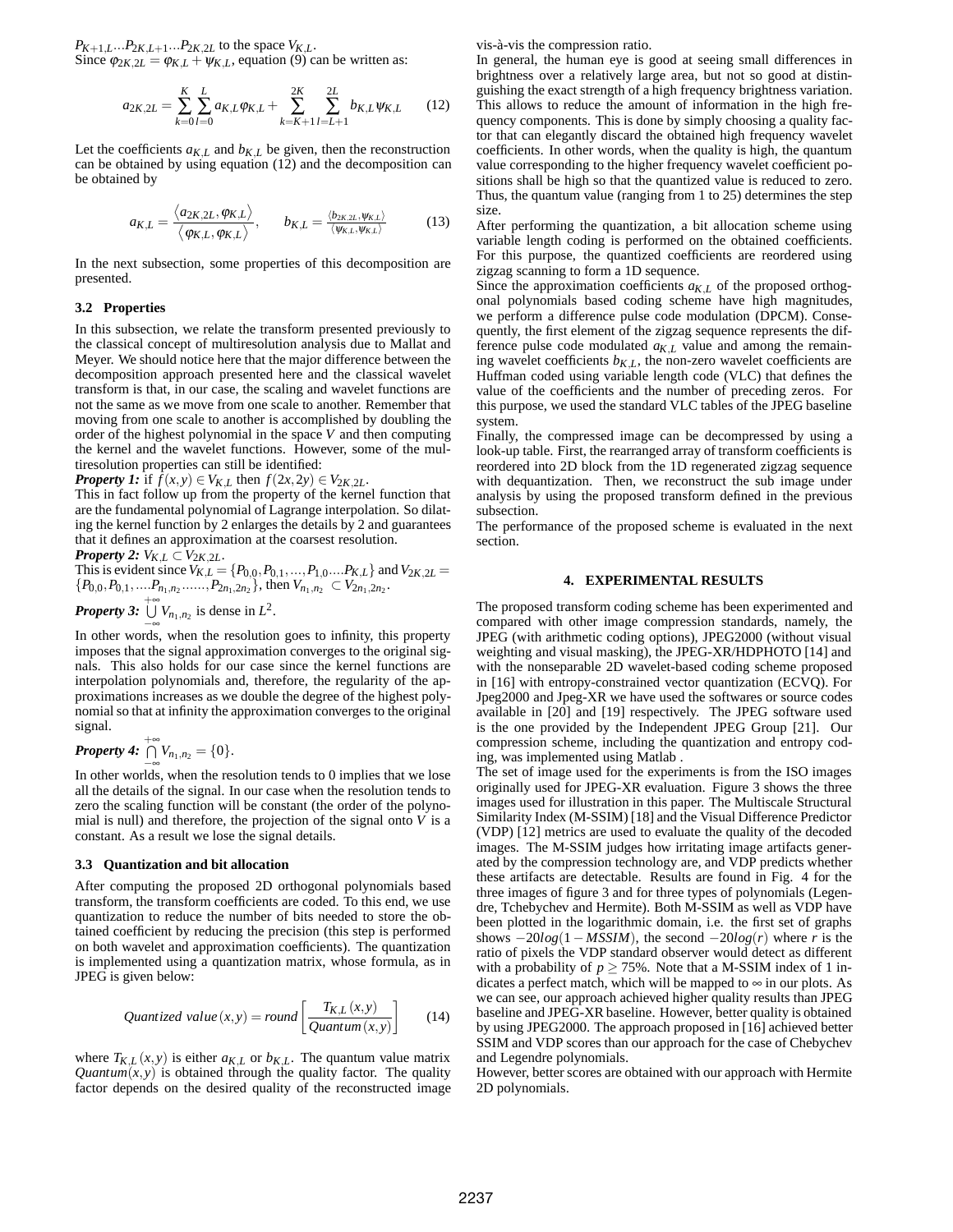$P_{K+1,L}...P_{2K,L+1}...P_{2K,2L}$ to the space $V_{K,L}$.
Since $\varphi_{2K,2L} = \varphi_{K,L} + \psi_{K,L}$, equation (9) can be written as:

$$a_{2K,2L} = \sum_{k=0}^{K}\sum_{l=0}^{L} a_{K,L}\varphi_{K,L} + \sum_{k=K+1}^{2K}\sum_{l=L+1}^{2L} b_{K,L}\psi_{K,L} \qquad (12)$$

Let the coefficients $a_{K,L}$ and $b_{K,L}$ be given, then the reconstruction can be obtained by using equation (12) and the decomposition can be obtained by

$$a_{K,L} = \frac{\langle a_{2K,2L}, \varphi_{K,L}\rangle}{\langle \varphi_{K,L}, \varphi_{K,L}\rangle}, \qquad b_{K,L} = \frac{\langle b_{2K,2L}, \psi_{K,L}\rangle}{\langle \psi_{K,L}, \psi_{K,L}\rangle} \qquad (13)$$

In the next subsection, some properties of this decomposition are presented.

### 3.2 Properties

In this subsection, we relate the transform presented previously to the classical concept of multiresolution analysis due to Mallat and Meyer. We should notice here that the major difference between the decomposition approach presented here and the classical wavelet transform is that, in our case, the scaling and wavelet functions are not the same as we move from one scale to another. Remember that moving from one scale to another is accomplished by doubling the order of the highest polynomial in the space $V$ and then computing the kernel and the wavelet functions. However, some of the multiresolution properties can still be identified:

***Property 1:*** if $f(x,y) \in V_{K,L}$ then $f(2x,2y) \in V_{2K,2L}$.
This in fact follow up from the property of the kernel function that are the fundamental polynomial of Lagrange interpolation. So dilating the kernel function by 2 enlarges the details by 2 and guarantees that it defines an approximation at the coarsest resolution.

***Property 2:*** $V_{K,L} \subset V_{2K,2L}$.
This is evident since $V_{K,L} = \{P_{0,0}, P_{0,1}, ..., P_{1,0}....P_{K,L}\}$ and $V_{2K,2L} = \{P_{0,0}, P_{0,1}, ....P_{n_1,n_2}......, P_{2n_1,2n_2}\}$, then $V_{n_1,n_2} \subset V_{2n_1,2n_2}$.

***Property 3:*** $\bigcup_{-\infty}^{+\infty} V_{n_1,n_2}$ is dense in $L^2$.
In other words, when the resolution goes to infinity, this property imposes that the signal approximation converges to the original signals. This also holds for our case since the kernel functions are interpolation polynomials and, therefore, the regularity of the approximations increases as we double the degree of the highest polynomial so that at infinity the approximation converges to the original signal.

***Property 4:*** $\bigcap_{-\infty}^{+\infty} V_{n_1,n_2} = \{0\}$.
In other worlds, when the resolution tends to 0 implies that we lose all the details of the signal. In our case when the resolution tends to zero the scaling function will be constant (the order of the polynomial is null) and therefore, the projection of the signal onto $V$ is a constant. As a result we lose the signal details.

### 3.3 Quantization and bit allocation

After computing the proposed 2D orthogonal polynomials based transform, the transform coefficients are coded. To this end, we use quantization to reduce the number of bits needed to store the obtained coefficient by reducing the precision (this step is performed on both wavelet and approximation coefficients). The quantization is implemented using a quantization matrix, whose formula, as in JPEG is given below:

$$Quantized\ value(x,y) = round\left[\frac{T_{K,L}(x,y)}{Quantum(x,y)}\right] \qquad (14)$$

where $T_{K,L}(x,y)$ is either $a_{K,L}$ or $b_{K,L}$. The quantum value matrix $Quantum(x,y)$ is obtained through the quality factor. The quality factor depends on the desired quality of the reconstructed image vis-à-vis the compression ratio.

In general, the human eye is good at seeing small differences in brightness over a relatively large area, but not so good at distinguishing the exact strength of a high frequency brightness variation. This allows to reduce the amount of information in the high frequency components. This is done by simply choosing a quality factor that can elegantly discard the obtained high frequency wavelet coefficients. In other words, when the quality is high, the quantum value corresponding to the higher frequency wavelet coefficient positions shall be high so that the quantized value is reduced to zero. Thus, the quantum value (ranging from 1 to 25) determines the step size.

After performing the quantization, a bit allocation scheme using variable length coding is performed on the obtained coefficients. For this purpose, the quantized coefficients are reordered using zigzag scanning to form a 1D sequence.

Since the approximation coefficients $a_{K,L}$ of the proposed orthogonal polynomials based coding scheme have high magnitudes, we perform a difference pulse code modulation (DPCM). Consequently, the first element of the zigzag sequence represents the difference pulse code modulated $a_{K,L}$ value and among the remaining wavelet coefficients $b_{K,L}$, the non-zero wavelet coefficients are Huffman coded using variable length code (VLC) that defines the value of the coefficients and the number of preceding zeros. For this purpose, we used the standard VLC tables of the JPEG baseline system.

Finally, the compressed image can be decompressed by using a look-up table. First, the rearranged array of transform coefficients is reordered into 2D block from the 1D regenerated zigzag sequence with dequantization. Then, we reconstruct the sub image under analysis by using the proposed transform defined in the previous subsection.

The performance of the proposed scheme is evaluated in the next section.

## 4. EXPERIMENTAL RESULTS

The proposed transform coding scheme has been experimented and compared with other image compression standards, namely, the JPEG (with arithmetic coding options), JPEG2000 (without visual weighting and visual masking), the JPEG-XR/HDPHOTO [14] and with the nonseparable 2D wavelet-based coding scheme proposed in [16] with entropy-constrained vector quantization (ECVQ). For Jpeg2000 and Jpeg-XR we have used the softwares or source codes available in [20] and [19] respectively. The JPEG software used is the one provided by the Independent JPEG Group [21]. Our compression scheme, including the quantization and entropy coding, was implemented using Matlab .

The set of image used for the experiments is from the ISO images originally used for JPEG-XR evaluation. Figure 3 shows the three images used for illustration in this paper. The Multiscale Structural Similarity Index (M-SSIM) [18] and the Visual Difference Predictor (VDP) [12] metrics are used to evaluate the quality of the decoded images. The M-SSIM judges how irritating image artifacts generated by the compression technology are, and VDP predicts whether these artifacts are detectable. Results are found in Fig. 4 for the three images of figure 3 and for three types of polynomials (Legendre, Tchebychev and Hermite). Both M-SSIM as well as VDP have been plotted in the logarithmic domain, i.e. the first set of graphs shows $-20log(1-MSSIM)$, the second $-20log(r)$ where $r$ is the ratio of pixels the VDP standard observer would detect as different with a probability of $p \geq 75\%$. Note that a M-SSIM index of 1 indicates a perfect match, which will be mapped to $\infty$ in our plots. As we can see, our approach achieved higher quality results than JPEG baseline and JPEG-XR baseline. However, better quality is obtained by using JPEG2000. The approach proposed in [16] achieved better SSIM and VDP scores than our approach for the case of Chebychev and Legendre polynomials.

However, better scores are obtained with our approach with Hermite 2D polynomials.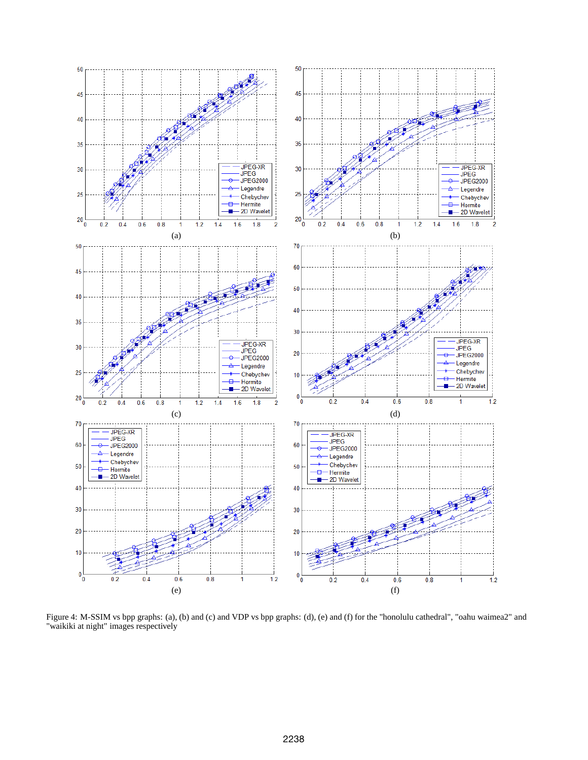Figure 4: M-SSIM vs bpp graphs: (a), (b) and (c) and VDP vs bpp graphs: (d), (e) and (f) for the "honolulu cathedral", "oahu waimea2" and "waikiki at night" images respectively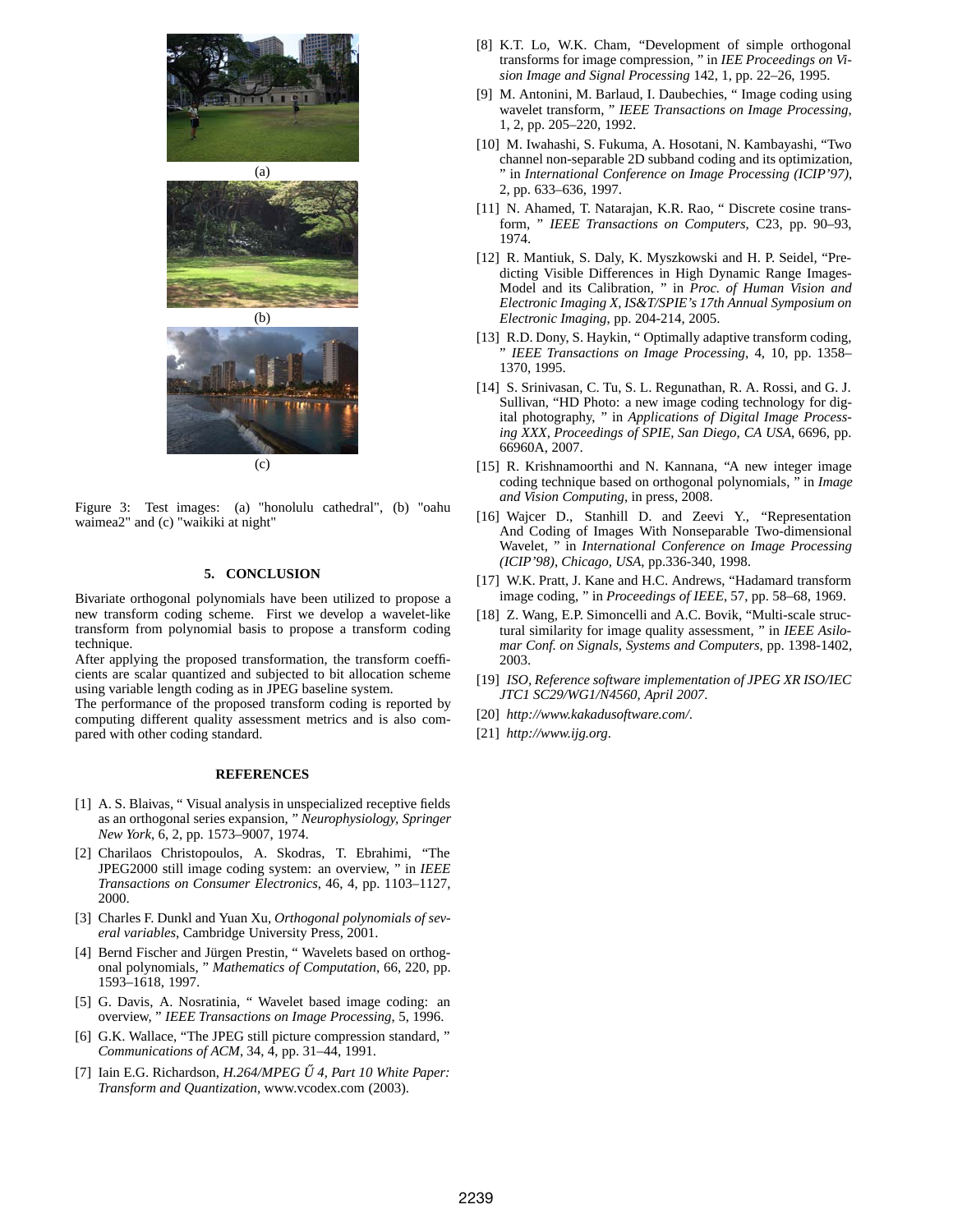(a)

(b)

(c)

Figure 3: Test images: (a) "honolulu cathedral", (b) "oahu waimea2" and (c) "waikiki at night"

## 5. CONCLUSION

Bivariate orthogonal polynomials have been utilized to propose a new transform coding scheme. First we develop a wavelet-like transform from polynomial basis to propose a transform coding technique.

After applying the proposed transformation, the transform coefficients are scalar quantized and subjected to bit allocation scheme using variable length coding as in JPEG baseline system.

The performance of the proposed transform coding is reported by computing different quality assessment metrics and is also compared with other coding standard.

## REFERENCES

[1] A. S. Blaivas, " Visual analysis in unspecialized receptive fields as an orthogonal series expansion, " *Neurophysiology, Springer New York*, 6, 2, pp. 1573–9007, 1974.

[2] Charilaos Christopoulos, A. Skodras, T. Ebrahimi, "The JPEG2000 still image coding system: an overview, " in *IEEE Transactions on Consumer Electronics*, 46, 4, pp. 1103–1127, 2000.

[3] Charles F. Dunkl and Yuan Xu, *Orthogonal polynomials of several variables*, Cambridge University Press, 2001.

[4] Bernd Fischer and Jürgen Prestin, " Wavelets based on orthogonal polynomials, " *Mathematics of Computation*, 66, 220, pp. 1593–1618, 1997.

[5] G. Davis, A. Nosratinia, " Wavelet based image coding: an overview, " *IEEE Transactions on Image Processing*, 5, 1996.

[6] G.K. Wallace, "The JPEG still picture compression standard, " *Communications of ACM*, 34, 4, pp. 31–44, 1991.

[7] Iain E.G. Richardson, *H.264/MPEG Ű 4, Part 10 White Paper: Transform and Quantization*, www.vcodex.com (2003).

[8] K.T. Lo, W.K. Cham, "Development of simple orthogonal transforms for image compression, " in *IEE Proceedings on Vision Image and Signal Processing* 142, 1, pp. 22–26, 1995.

[9] M. Antonini, M. Barlaud, I. Daubechies, " Image coding using wavelet transform, " *IEEE Transactions on Image Processing*, 1, 2, pp. 205–220, 1992.

[10] M. Iwahashi, S. Fukuma, A. Hosotani, N. Kambayashi, "Two channel non-separable 2D subband coding and its optimization, " in *International Conference on Image Processing (ICIP'97)*, 2, pp. 633–636, 1997.

[11] N. Ahamed, T. Natarajan, K.R. Rao, " Discrete cosine transform, " *IEEE Transactions on Computers*, C23, pp. 90–93, 1974.

[12] R. Mantiuk, S. Daly, K. Myszkowski and H. P. Seidel, "Predicting Visible Differences in High Dynamic Range Images-Model and its Calibration, " in *Proc. of Human Vision and Electronic Imaging X, IS&T/SPIE's 17th Annual Symposium on Electronic Imaging*, pp. 204-214, 2005.

[13] R.D. Dony, S. Haykin, " Optimally adaptive transform coding, " *IEEE Transactions on Image Processing*, 4, 10, pp. 1358–1370, 1995.

[14] S. Srinivasan, C. Tu, S. L. Regunathan, R. A. Rossi, and G. J. Sullivan, "HD Photo: a new image coding technology for digital photography, " in *Applications of Digital Image Processing XXX, Proceedings of SPIE, San Diego, CA USA*, 6696, pp. 66960A, 2007.

[15] R. Krishnamoorthi and N. Kannana, "A new integer image coding technique based on orthogonal polynomials, " in *Image and Vision Computing*, in press, 2008.

[16] Wajcer D., Stanhill D. and Zeevi Y., "Representation And Coding of Images With Nonseparable Two-dimensional Wavelet, " in *International Conference on Image Processing (ICIP'98), Chicago, USA*, pp.336-340, 1998.

[17] W.K. Pratt, J. Kane and H.C. Andrews, "Hadamard transform image coding, " in *Proceedings of IEEE*, 57, pp. 58–68, 1969.

[18] Z. Wang, E.P. Simoncelli and A.C. Bovik, "Multi-scale structural similarity for image quality assessment, " in *IEEE Asilomar Conf. on Signals, Systems and Computers*, pp. 1398-1402, 2003.

[19] *ISO, Reference software implementation of JPEG XR ISO/IEC JTC1 SC29/WG1/N4560, April 2007*.

[20] *http://www.kakadusoftware.com/*.

[21] *http://www.ijg.org*.